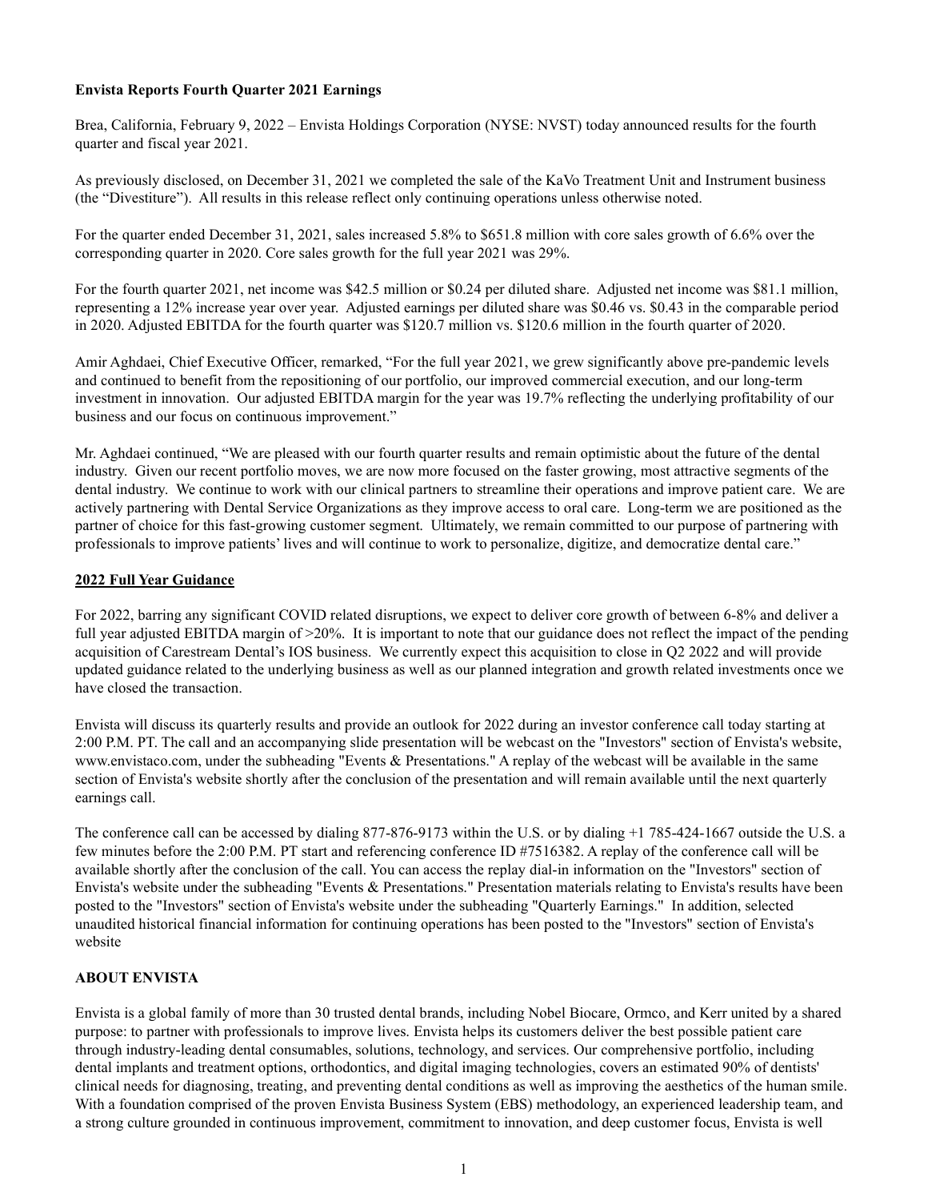**Envista Reports Fourth Quarter 2021 Earnings**

Brea, California, February 9, 2022 – Envista Holdings Corporation (NYSE: NVST) today announced results for the fourth quarter and fiscal year 2021.

As previously disclosed, on December 31, 2021 we completed the sale of the KaVo Treatment Unit and Instrument business (the "Divestiture"). All results in this release reflect only continuing operations unless otherwise noted.

For the quarter ended December 31, 2021, sales increased 5.8% to $651.8 million with core sales growth of 6.6% over the corresponding quarter in 2020. Core sales growth for the full year 2021 was 29%.

For the fourth quarter 2021, net income was $42.5 million or $0.24 per diluted share. Adjusted net income was $81.1 million, representing a 12% increase year over year. Adjusted earnings per diluted share was $0.46 vs. $0.43 in the comparable period in 2020. Adjusted EBITDA for the fourth quarter was $120.7 million vs. $120.6 million in the fourth quarter of 2020.

Amir Aghdaei, Chief Executive Officer, remarked, "For the full year 2021, we grew significantly above pre-pandemic levels and continued to benefit from the repositioning of our portfolio, our improved commercial execution, and our long-term investment in innovation. Our adjusted EBITDA margin for the year was 19.7% reflecting the underlying profitability of our business and our focus on continuous improvement."

Mr. Aghdaei continued, "We are pleased with our fourth quarter results and remain optimistic about the future of the dental industry. Given our recent portfolio moves, we are now more focused on the faster growing, most attractive segments of the dental industry. We continue to work with our clinical partners to streamline their operations and improve patient care. We are actively partnering with Dental Service Organizations as they improve access to oral care. Long-term we are positioned as the partner of choice for this fast-growing customer segment. Ultimately, we remain committed to our purpose of partnering with professionals to improve patients' lives and will continue to work to personalize, digitize, and democratize dental care."

## 2022 Full Year Guidance

For 2022, barring any significant COVID related disruptions, we expect to deliver core growth of between 6-8% and deliver a full year adjusted EBITDA margin of >20%. It is important to note that our guidance does not reflect the impact of the pending acquisition of Carestream Dental's IOS business. We currently expect this acquisition to close in Q2 2022 and will provide updated guidance related to the underlying business as well as our planned integration and growth related investments once we have closed the transaction.

Envista will discuss its quarterly results and provide an outlook for 2022 during an investor conference call today starting at 2:00 P.M. PT. The call and an accompanying slide presentation will be webcast on the "Investors" section of Envista's website, www.envistaco.com, under the subheading "Events & Presentations." A replay of the webcast will be available in the same section of Envista's website shortly after the conclusion of the presentation and will remain available until the next quarterly earnings call.

The conference call can be accessed by dialing 877-876-9173 within the U.S. or by dialing +1 785-424-1667 outside the U.S. a few minutes before the 2:00 P.M. PT start and referencing conference ID #7516382. A replay of the conference call will be available shortly after the conclusion of the call. You can access the replay dial-in information on the "Investors" section of Envista's website under the subheading "Events & Presentations." Presentation materials relating to Envista's results have been posted to the "Investors" section of Envista's website under the subheading "Quarterly Earnings." In addition, selected unaudited historical financial information for continuing operations has been posted to the "Investors" section of Envista's website

## ABOUT ENVISTA

Envista is a global family of more than 30 trusted dental brands, including Nobel Biocare, Ormco, and Kerr united by a shared purpose: to partner with professionals to improve lives. Envista helps its customers deliver the best possible patient care through industry-leading dental consumables, solutions, technology, and services. Our comprehensive portfolio, including dental implants and treatment options, orthodontics, and digital imaging technologies, covers an estimated 90% of dentists' clinical needs for diagnosing, treating, and preventing dental conditions as well as improving the aesthetics of the human smile. With a foundation comprised of the proven Envista Business System (EBS) methodology, an experienced leadership team, and a strong culture grounded in continuous improvement, commitment to innovation, and deep customer focus, Envista is well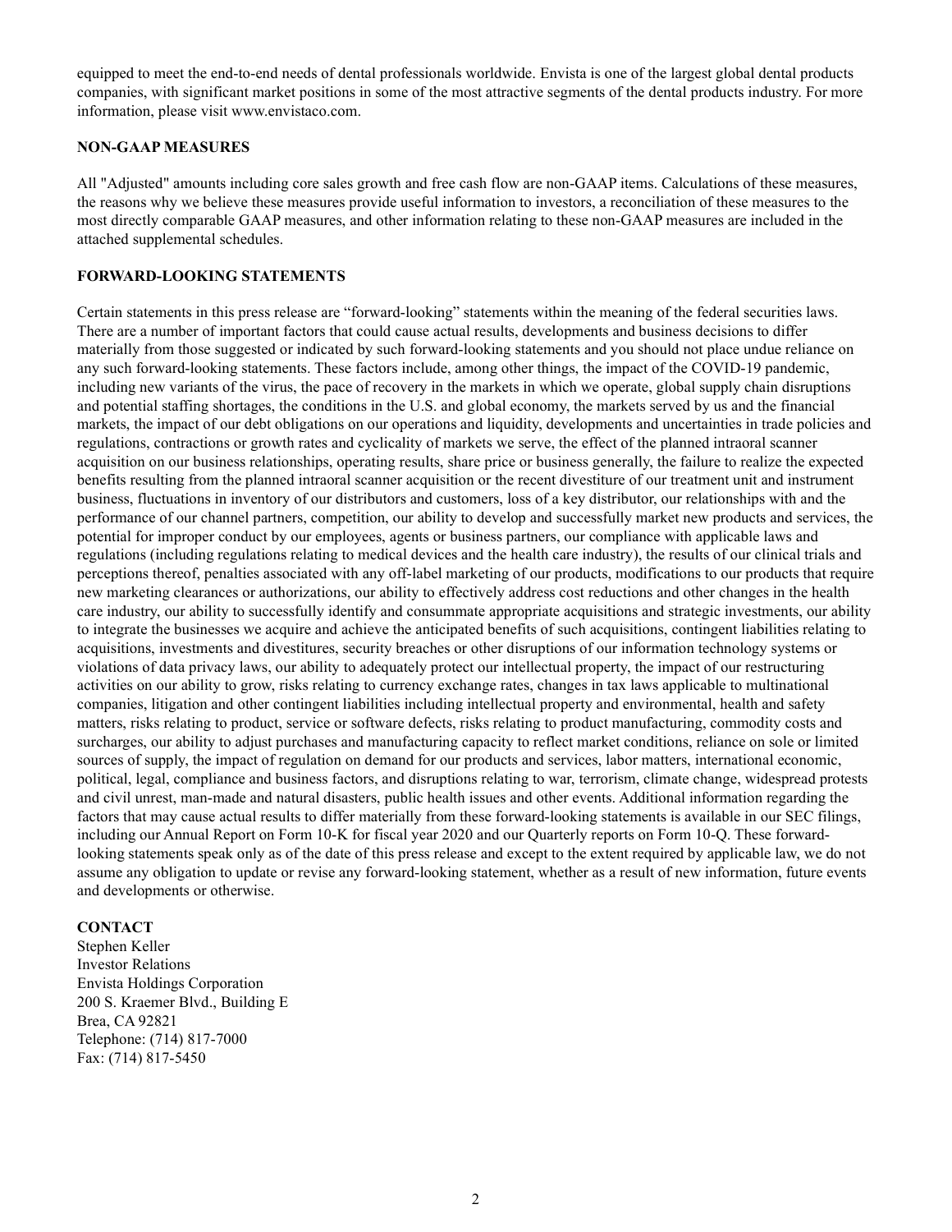equipped to meet the end-to-end needs of dental professionals worldwide. Envista is one of the largest global dental products companies, with significant market positions in some of the most attractive segments of the dental products industry. For more information, please visit www.envistaco.com.

**NON-GAAP MEASURES**

All "Adjusted" amounts including core sales growth and free cash flow are non-GAAP items. Calculations of these measures, the reasons why we believe these measures provide useful information to investors, a reconciliation of these measures to the most directly comparable GAAP measures, and other information relating to these non-GAAP measures are included in the attached supplemental schedules.

**FORWARD-LOOKING STATEMENTS**

Certain statements in this press release are "forward-looking" statements within the meaning of the federal securities laws. There are a number of important factors that could cause actual results, developments and business decisions to differ materially from those suggested or indicated by such forward-looking statements and you should not place undue reliance on any such forward-looking statements. These factors include, among other things, the impact of the COVID-19 pandemic, including new variants of the virus, the pace of recovery in the markets in which we operate, global supply chain disruptions and potential staffing shortages, the conditions in the U.S. and global economy, the markets served by us and the financial markets, the impact of our debt obligations on our operations and liquidity, developments and uncertainties in trade policies and regulations, contractions or growth rates and cyclicality of markets we serve, the effect of the planned intraoral scanner acquisition on our business relationships, operating results, share price or business generally, the failure to realize the expected benefits resulting from the planned intraoral scanner acquisition or the recent divestiture of our treatment unit and instrument business, fluctuations in inventory of our distributors and customers, loss of a key distributor, our relationships with and the performance of our channel partners, competition, our ability to develop and successfully market new products and services, the potential for improper conduct by our employees, agents or business partners, our compliance with applicable laws and regulations (including regulations relating to medical devices and the health care industry), the results of our clinical trials and perceptions thereof, penalties associated with any off-label marketing of our products, modifications to our products that require new marketing clearances or authorizations, our ability to effectively address cost reductions and other changes in the health care industry, our ability to successfully identify and consummate appropriate acquisitions and strategic investments, our ability to integrate the businesses we acquire and achieve the anticipated benefits of such acquisitions, contingent liabilities relating to acquisitions, investments and divestitures, security breaches or other disruptions of our information technology systems or violations of data privacy laws, our ability to adequately protect our intellectual property, the impact of our restructuring activities on our ability to grow, risks relating to currency exchange rates, changes in tax laws applicable to multinational companies, litigation and other contingent liabilities including intellectual property and environmental, health and safety matters, risks relating to product, service or software defects, risks relating to product manufacturing, commodity costs and surcharges, our ability to adjust purchases and manufacturing capacity to reflect market conditions, reliance on sole or limited sources of supply, the impact of regulation on demand for our products and services, labor matters, international economic, political, legal, compliance and business factors, and disruptions relating to war, terrorism, climate change, widespread protests and civil unrest, man-made and natural disasters, public health issues and other events. Additional information regarding the factors that may cause actual results to differ materially from these forward-looking statements is available in our SEC filings, including our Annual Report on Form 10-K for fiscal year 2020 and our Quarterly reports on Form 10-Q. These forward-looking statements speak only as of the date of this press release and except to the extent required by applicable law, we do not assume any obligation to update or revise any forward-looking statement, whether as a result of new information, future events and developments or otherwise.

**CONTACT**

Stephen Keller
Investor Relations
Envista Holdings Corporation
200 S. Kraemer Blvd., Building E
Brea, CA 92821
Telephone: (714) 817-7000
Fax: (714) 817-5450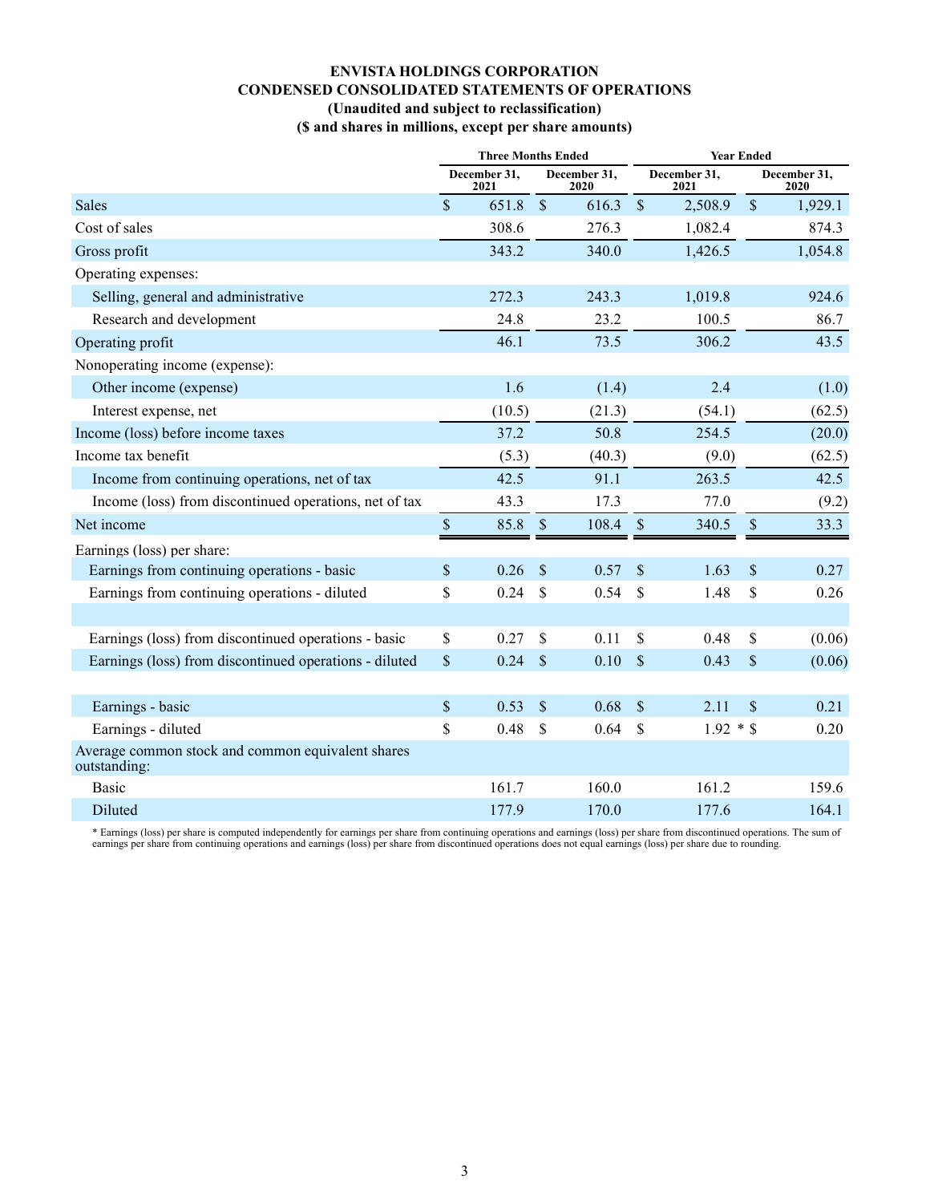# ENVISTA HOLDINGS CORPORATION
## CONDENSED CONSOLIDATED STATEMENTS OF OPERATIONS
### (Unaudited and subject to reclassification)
### ($ and shares in millions, except per share amounts)

| | Three Months Ended | | Year Ended | |
|---|---|---|---|---|
| | December 31, 2021 | December 31, 2020 | December 31, 2021 | December 31, 2020 |
| Sales | $ 651.8 | $ 616.3 | $ 2,508.9 | $ 1,929.1 |
| Cost of sales | 308.6 | 276.3 | 1,082.4 | 874.3 |
| Gross profit | 343.2 | 340.0 | 1,426.5 | 1,054.8 |
| Operating expenses: | | | | |
| Selling, general and administrative | 272.3 | 243.3 | 1,019.8 | 924.6 |
| Research and development | 24.8 | 23.2 | 100.5 | 86.7 |
| Operating profit | 46.1 | 73.5 | 306.2 | 43.5 |
| Nonoperating income (expense): | | | | |
| Other income (expense) | 1.6 | (1.4) | 2.4 | (1.0) |
| Interest expense, net | (10.5) | (21.3) | (54.1) | (62.5) |
| Income (loss) before income taxes | 37.2 | 50.8 | 254.5 | (20.0) |
| Income tax benefit | (5.3) | (40.3) | (9.0) | (62.5) |
| Income from continuing operations, net of tax | 42.5 | 91.1 | 263.5 | 42.5 |
| Income (loss) from discontinued operations, net of tax | 43.3 | 17.3 | 77.0 | (9.2) |
| Net income | $ 85.8 | $ 108.4 | $ 340.5 | $ 33.3 |
| Earnings (loss) per share: | | | | |
| Earnings from continuing operations - basic | $ 0.26 | $ 0.57 | $ 1.63 | $ 0.27 |
| Earnings from continuing operations - diluted | $ 0.24 | $ 0.54 | $ 1.48 | $ 0.26 |
| | | | | |
| Earnings (loss) from discontinued operations - basic | $ 0.27 | $ 0.11 | $ 0.48 | $ (0.06) |
| Earnings (loss) from discontinued operations - diluted | $ 0.24 | $ 0.10 | $ 0.43 | $ (0.06) |
| | | | | |
| Earnings - basic | $ 0.53 | $ 0.68 | $ 2.11 | $ 0.21 |
| Earnings - diluted | $ 0.48 | $ 0.64 | $ 1.92 * | $ 0.20 |
| Average common stock and common equivalent shares outstanding: | | | | |
| Basic | 161.7 | 160.0 | 161.2 | 159.6 |
| Diluted | 177.9 | 170.0 | 177.6 | 164.1 |

\* Earnings (loss) per share is computed independently for earnings per share from continuing operations and earnings (loss) per share from discontinued operations. The sum of earnings per share from continuing operations and earnings (loss) per share from discontinued operations does not equal earnings (loss) per share due to rounding.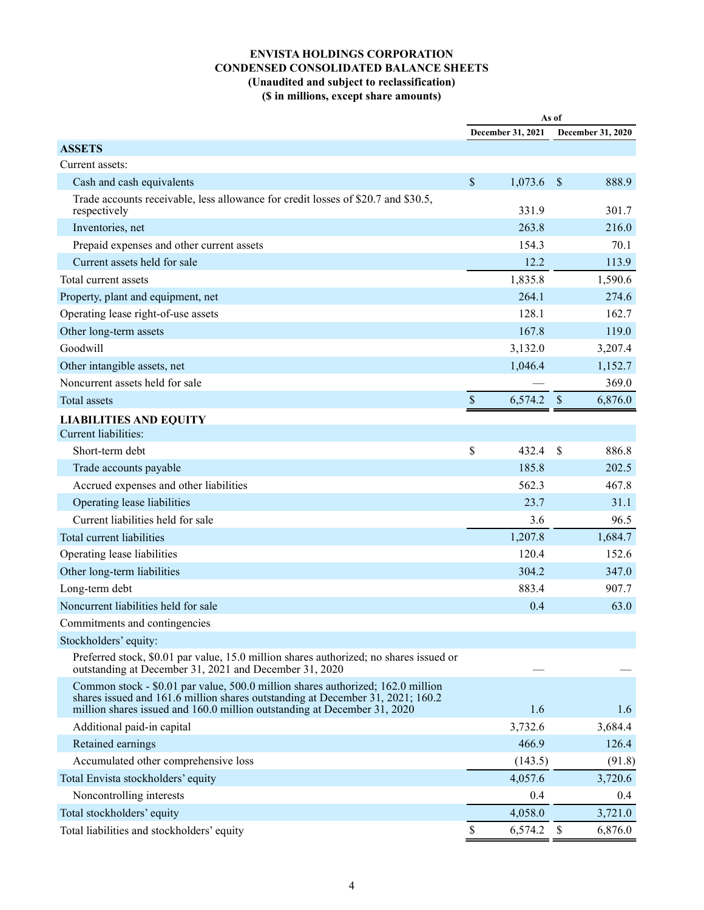# ENVISTA HOLDINGS CORPORATION
## CONDENSED CONSOLIDATED BALANCE SHEETS
### (Unaudited and subject to reclassification)
### ($ in millions, except share amounts)

| | As of | |
|---|---|---|
| | December 31, 2021 | December 31, 2020 |
| **ASSETS** | | |
| Current assets: | | |
| Cash and cash equivalents | $ 1,073.6 | $ 888.9 |
| Trade accounts receivable, less allowance for credit losses of $20.7 and $30.5, respectively | 331.9 | 301.7 |
| Inventories, net | 263.8 | 216.0 |
| Prepaid expenses and other current assets | 154.3 | 70.1 |
| Current assets held for sale | 12.2 | 113.9 |
| Total current assets | 1,835.8 | 1,590.6 |
| Property, plant and equipment, net | 264.1 | 274.6 |
| Operating lease right-of-use assets | 128.1 | 162.7 |
| Other long-term assets | 167.8 | 119.0 |
| Goodwill | 3,132.0 | 3,207.4 |
| Other intangible assets, net | 1,046.4 | 1,152.7 |
| Noncurrent assets held for sale | — | 369.0 |
| Total assets | $ 6,574.2 | $ 6,876.0 |
| **LIABILITIES AND EQUITY** | | |
| Current liabilities: | | |
| Short-term debt | $ 432.4 | $ 886.8 |
| Trade accounts payable | 185.8 | 202.5 |
| Accrued expenses and other liabilities | 562.3 | 467.8 |
| Operating lease liabilities | 23.7 | 31.1 |
| Current liabilities held for sale | 3.6 | 96.5 |
| Total current liabilities | 1,207.8 | 1,684.7 |
| Operating lease liabilities | 120.4 | 152.6 |
| Other long-term liabilities | 304.2 | 347.0 |
| Long-term debt | 883.4 | 907.7 |
| Noncurrent liabilities held for sale | 0.4 | 63.0 |
| Commitments and contingencies | | |
| Stockholders' equity: | | |
| Preferred stock, $0.01 par value, 15.0 million shares authorized; no shares issued or outstanding at December 31, 2021 and December 31, 2020 | — | — |
| Common stock - $0.01 par value, 500.0 million shares authorized; 162.0 million shares issued and 161.6 million shares outstanding at December 31, 2021; 160.2 million shares issued and 160.0 million outstanding at December 31, 2020 | 1.6 | 1.6 |
| Additional paid-in capital | 3,732.6 | 3,684.4 |
| Retained earnings | 466.9 | 126.4 |
| Accumulated other comprehensive loss | (143.5) | (91.8) |
| Total Envista stockholders' equity | 4,057.6 | 3,720.6 |
| Noncontrolling interests | 0.4 | 0.4 |
| Total stockholders' equity | 4,058.0 | 3,721.0 |
| Total liabilities and stockholders' equity | $ 6,574.2 | $ 6,876.0 |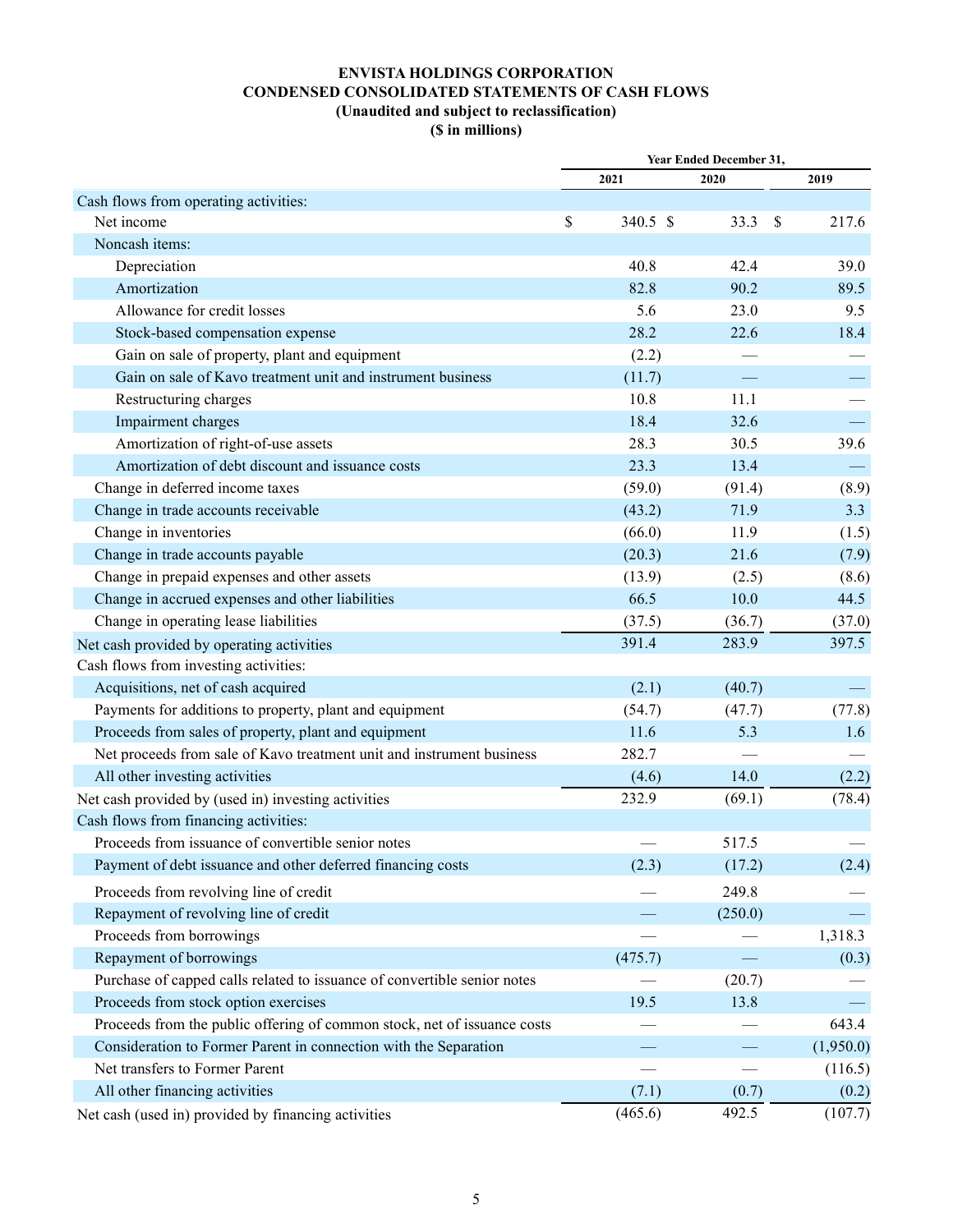**ENVISTA HOLDINGS CORPORATION**
**CONDENSED CONSOLIDATED STATEMENTS OF CASH FLOWS**
**(Unaudited and subject to reclassification)**
**($ in millions)**

| | Year Ended December 31, | | |
|---|---|---|---|
| | 2021 | 2020 | 2019 |
| Cash flows from operating activities: | | | |
| Net income | $ 340.5 | $ 33.3 | $ 217.6 |
| Noncash items: | | | |
| Depreciation | 40.8 | 42.4 | 39.0 |
| Amortization | 82.8 | 90.2 | 89.5 |
| Allowance for credit losses | 5.6 | 23.0 | 9.5 |
| Stock-based compensation expense | 28.2 | 22.6 | 18.4 |
| Gain on sale of property, plant and equipment | (2.2) | — | — |
| Gain on sale of Kavo treatment unit and instrument business | (11.7) | — | — |
| Restructuring charges | 10.8 | 11.1 | — |
| Impairment charges | 18.4 | 32.6 | — |
| Amortization of right-of-use assets | 28.3 | 30.5 | 39.6 |
| Amortization of debt discount and issuance costs | 23.3 | 13.4 | — |
| Change in deferred income taxes | (59.0) | (91.4) | (8.9) |
| Change in trade accounts receivable | (43.2) | 71.9 | 3.3 |
| Change in inventories | (66.0) | 11.9 | (1.5) |
| Change in trade accounts payable | (20.3) | 21.6 | (7.9) |
| Change in prepaid expenses and other assets | (13.9) | (2.5) | (8.6) |
| Change in accrued expenses and other liabilities | 66.5 | 10.0 | 44.5 |
| Change in operating lease liabilities | (37.5) | (36.7) | (37.0) |
| Net cash provided by operating activities | 391.4 | 283.9 | 397.5 |
| Cash flows from investing activities: | | | |
| Acquisitions, net of cash acquired | (2.1) | (40.7) | — |
| Payments for additions to property, plant and equipment | (54.7) | (47.7) | (77.8) |
| Proceeds from sales of property, plant and equipment | 11.6 | 5.3 | 1.6 |
| Net proceeds from sale of Kavo treatment unit and instrument business | 282.7 | — | — |
| All other investing activities | (4.6) | 14.0 | (2.2) |
| Net cash provided by (used in) investing activities | 232.9 | (69.1) | (78.4) |
| Cash flows from financing activities: | | | |
| Proceeds from issuance of convertible senior notes | — | 517.5 | — |
| Payment of debt issuance and other deferred financing costs | (2.3) | (17.2) | (2.4) |
| Proceeds from revolving line of credit | — | 249.8 | — |
| Repayment of revolving line of credit | — | (250.0) | — |
| Proceeds from borrowings | — | — | 1,318.3 |
| Repayment of borrowings | (475.7) | — | (0.3) |
| Purchase of capped calls related to issuance of convertible senior notes | — | (20.7) | — |
| Proceeds from stock option exercises | 19.5 | 13.8 | — |
| Proceeds from the public offering of common stock, net of issuance costs | — | — | 643.4 |
| Consideration to Former Parent in connection with the Separation | — | — | (1,950.0) |
| Net transfers to Former Parent | — | — | (116.5) |
| All other financing activities | (7.1) | (0.7) | (0.2) |
| Net cash (used in) provided by financing activities | (465.6) | 492.5 | (107.7) |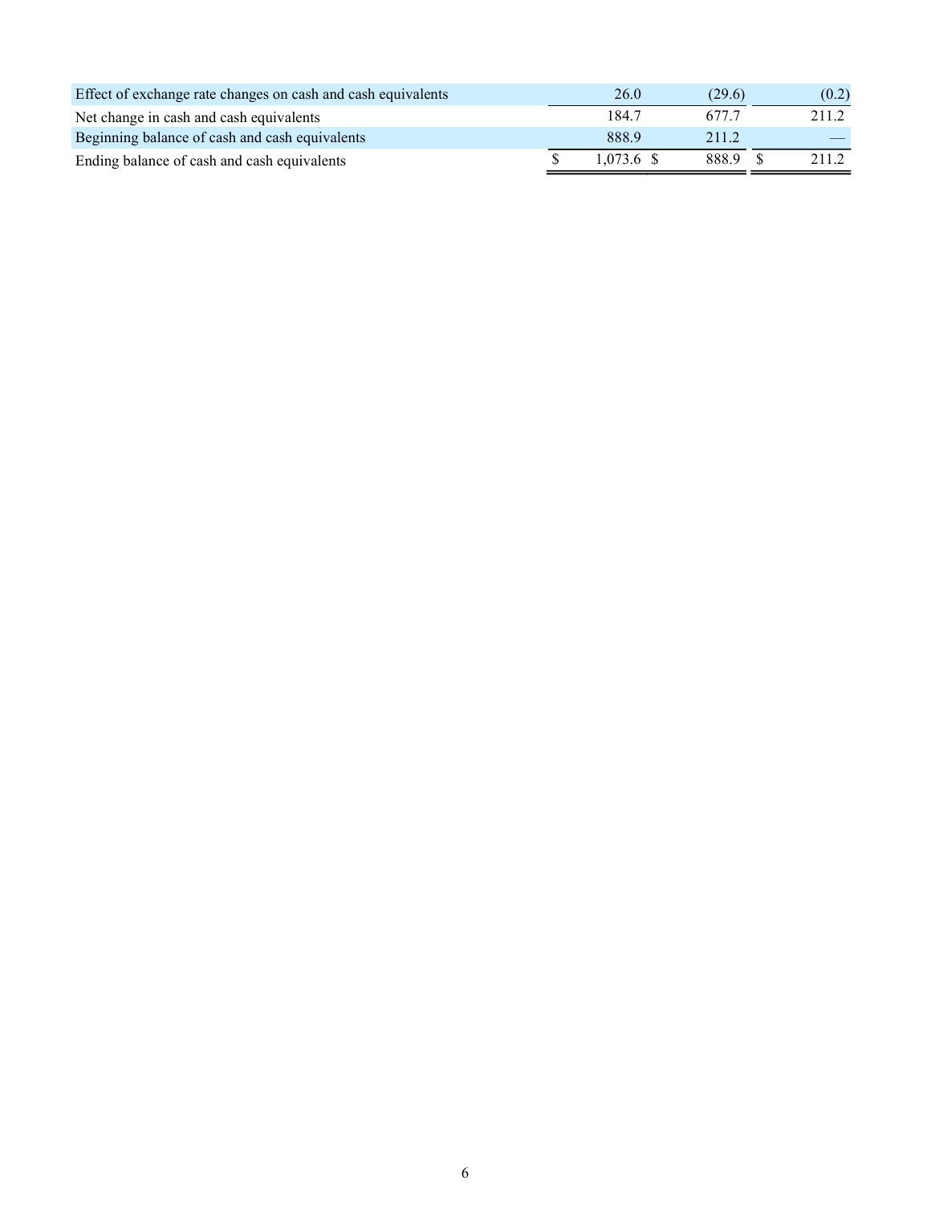| | | | |
|---|---|---|---|
| Effect of exchange rate changes on cash and cash equivalents | 26.0 | (29.6) | (0.2) |
| Net change in cash and cash equivalents | 184.7 | 677.7 | 211.2 |
| Beginning balance of cash and cash equivalents | 888.9 | 211.2 | — |
| Ending balance of cash and cash equivalents | $ 1,073.6 | $ 888.9 | $ 211.2 |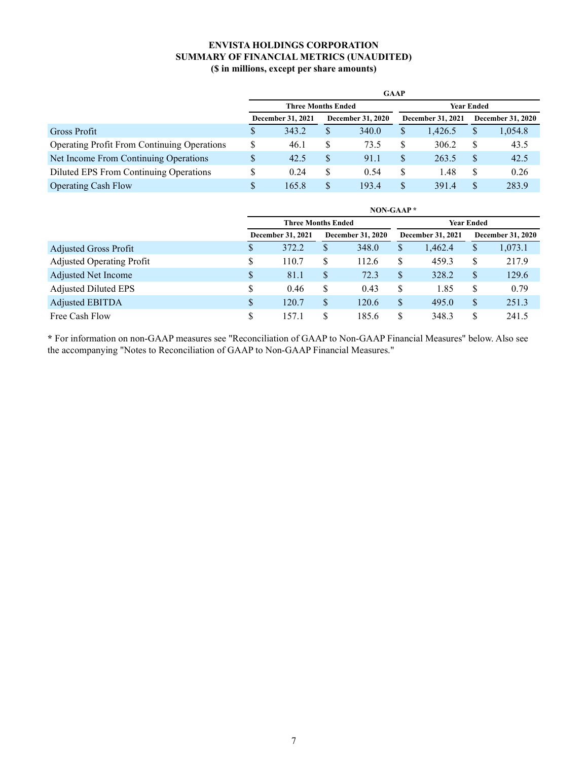**ENVISTA HOLDINGS CORPORATION**
**SUMMARY OF FINANCIAL METRICS (UNAUDITED)**
**($ in millions, except per share amounts)**

| | GAAP | | | |
|---|---|---|---|---|
| | Three Months Ended | | Year Ended | |
| | December 31, 2021 | December 31, 2020 | December 31, 2021 | December 31, 2020 |
| Gross Profit | $ 343.2 | $ 340.0 | $ 1,426.5 | $ 1,054.8 |
| Operating Profit From Continuing Operations | $ 46.1 | $ 73.5 | $ 306.2 | $ 43.5 |
| Net Income From Continuing Operations | $ 42.5 | $ 91.1 | $ 263.5 | $ 42.5 |
| Diluted EPS From Continuing Operations | $ 0.24 | $ 0.54 | $ 1.48 | $ 0.26 |
| Operating Cash Flow | $ 165.8 | $ 193.4 | $ 391.4 | $ 283.9 |

| | NON-GAAP * | | | |
|---|---|---|---|---|
| | Three Months Ended | | Year Ended | |
| | December 31, 2021 | December 31, 2020 | December 31, 2021 | December 31, 2020 |
| Adjusted Gross Profit | $ 372.2 | $ 348.0 | $ 1,462.4 | $ 1,073.1 |
| Adjusted Operating Profit | $ 110.7 | $ 112.6 | $ 459.3 | $ 217.9 |
| Adjusted Net Income | $ 81.1 | $ 72.3 | $ 328.2 | $ 129.6 |
| Adjusted Diluted EPS | $ 0.46 | $ 0.43 | $ 1.85 | $ 0.79 |
| Adjusted EBITDA | $ 120.7 | $ 120.6 | $ 495.0 | $ 251.3 |
| Free Cash Flow | $ 157.1 | $ 185.6 | $ 348.3 | $ 241.5 |

**\*** For information on non-GAAP measures see "Reconciliation of GAAP to Non-GAAP Financial Measures" below. Also see the accompanying "Notes to Reconciliation of GAAP to Non-GAAP Financial Measures."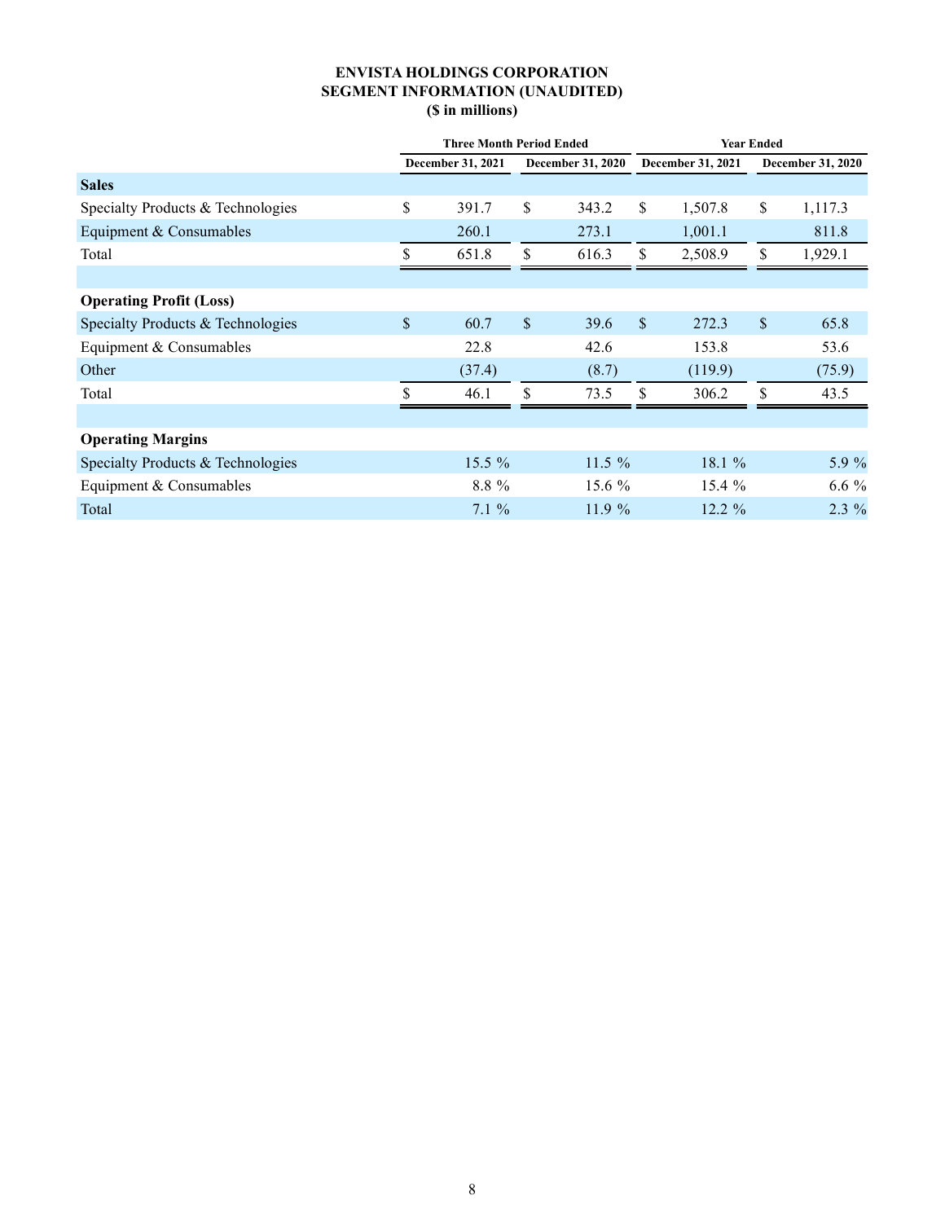# ENVISTA HOLDINGS CORPORATION
## SEGMENT INFORMATION (UNAUDITED)
### ($ in millions)

| | Three Month Period Ended | | Year Ended | |
|---|---|---|---|---|
| | December 31, 2021 | December 31, 2020 | December 31, 2021 | December 31, 2020 |
| **Sales** | | | | |
| Specialty Products & Technologies | $ 391.7 | $ 343.2 | $ 1,507.8 | $ 1,117.3 |
| Equipment & Consumables | 260.1 | 273.1 | 1,001.1 | 811.8 |
| Total | $ 651.8 | $ 616.3 | $ 2,508.9 | $ 1,929.1 |
| | | | | |
| **Operating Profit (Loss)** | | | | |
| Specialty Products & Technologies | $ 60.7 | $ 39.6 | $ 272.3 | $ 65.8 |
| Equipment & Consumables | 22.8 | 42.6 | 153.8 | 53.6 |
| Other | (37.4) | (8.7) | (119.9) | (75.9) |
| Total | $ 46.1 | $ 73.5 | $ 306.2 | $ 43.5 |
| | | | | |
| **Operating Margins** | | | | |
| Specialty Products & Technologies | 15.5 % | 11.5 % | 18.1 % | 5.9 % |
| Equipment & Consumables | 8.8 % | 15.6 % | 15.4 % | 6.6 % |
| Total | 7.1 % | 11.9 % | 12.2 % | 2.3 % |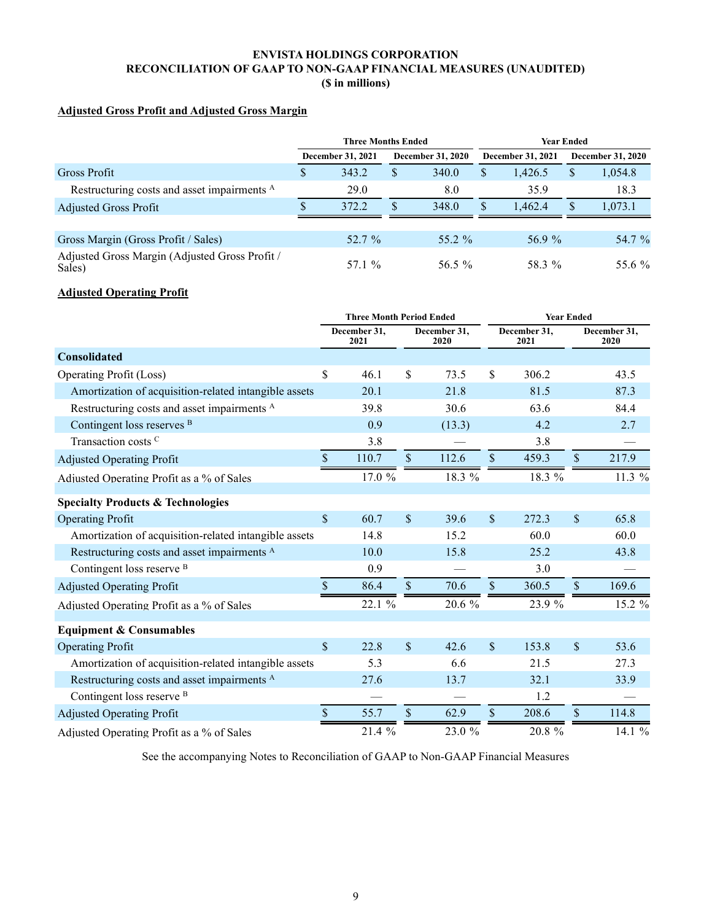**ENVISTA HOLDINGS CORPORATION**
**RECONCILIATION OF GAAP TO NON-GAAP FINANCIAL MEASURES (UNAUDITED)**
**($ in millions)**

**Adjusted Gross Profit and Adjusted Gross Margin**

| | Three Months Ended | | Year Ended | |
|---|---|---|---|---|
| | December 31, 2021 | December 31, 2020 | December 31, 2021 | December 31, 2020 |
| Gross Profit | $ 343.2 | $ 340.0 | $ 1,426.5 | $ 1,054.8 |
| Restructuring costs and asset impairments [A] | 29.0 | 8.0 | 35.9 | 18.3 |
| Adjusted Gross Profit | $ 372.2 | $ 348.0 | $ 1,462.4 | $ 1,073.1 |
| | | | | |
| Gross Margin (Gross Profit / Sales) | 52.7 % | 55.2 % | 56.9 % | 54.7 % |
| Adjusted Gross Margin (Adjusted Gross Profit / Sales) | 57.1 % | 56.5 % | 58.3 % | 55.6 % |

**Adjusted Operating Profit**

| | Three Month Period Ended | | Year Ended | |
|---|---|---|---|---|
| | December 31, 2021 | December 31, 2020 | December 31, 2021 | December 31, 2020 |
| **Consolidated** | | | | |
| Operating Profit (Loss) | $ 46.1 | $ 73.5 | $ 306.2 | 43.5 |
| Amortization of acquisition-related intangible assets | 20.1 | 21.8 | 81.5 | 87.3 |
| Restructuring costs and asset impairments [A] | 39.8 | 30.6 | 63.6 | 84.4 |
| Contingent loss reserves [B] | 0.9 | (13.3) | 4.2 | 2.7 |
| Transaction costs [C] | 3.8 | — | 3.8 | — |
| Adjusted Operating Profit | $ 110.7 | $ 112.6 | $ 459.3 | $ 217.9 |
| Adjusted Operating Profit as a % of Sales | 17.0 % | 18.3 % | 18.3 % | 11.3 % |
| | | | | |
| **Specialty Products & Technologies** | | | | |
| Operating Profit | $ 60.7 | $ 39.6 | $ 272.3 | $ 65.8 |
| Amortization of acquisition-related intangible assets | 14.8 | 15.2 | 60.0 | 60.0 |
| Restructuring costs and asset impairments [A] | 10.0 | 15.8 | 25.2 | 43.8 |
| Contingent loss reserve [B] | 0.9 | — | 3.0 | — |
| Adjusted Operating Profit | $ 86.4 | $ 70.6 | $ 360.5 | $ 169.6 |
| Adjusted Operating Profit as a % of Sales | 22.1 % | 20.6 % | 23.9 % | 15.2 % |
| | | | | |
| **Equipment & Consumables** | | | | |
| Operating Profit | $ 22.8 | $ 42.6 | $ 153.8 | $ 53.6 |
| Amortization of acquisition-related intangible assets | 5.3 | 6.6 | 21.5 | 27.3 |
| Restructuring costs and asset impairments [A] | 27.6 | 13.7 | 32.1 | 33.9 |
| Contingent loss reserve [B] | — | — | 1.2 | — |
| Adjusted Operating Profit | $ 55.7 | $ 62.9 | $ 208.6 | $ 114.8 |
| Adjusted Operating Profit as a % of Sales | 21.4 % | 23.0 % | 20.8 % | 14.1 % |

See the accompanying Notes to Reconciliation of GAAP to Non-GAAP Financial Measures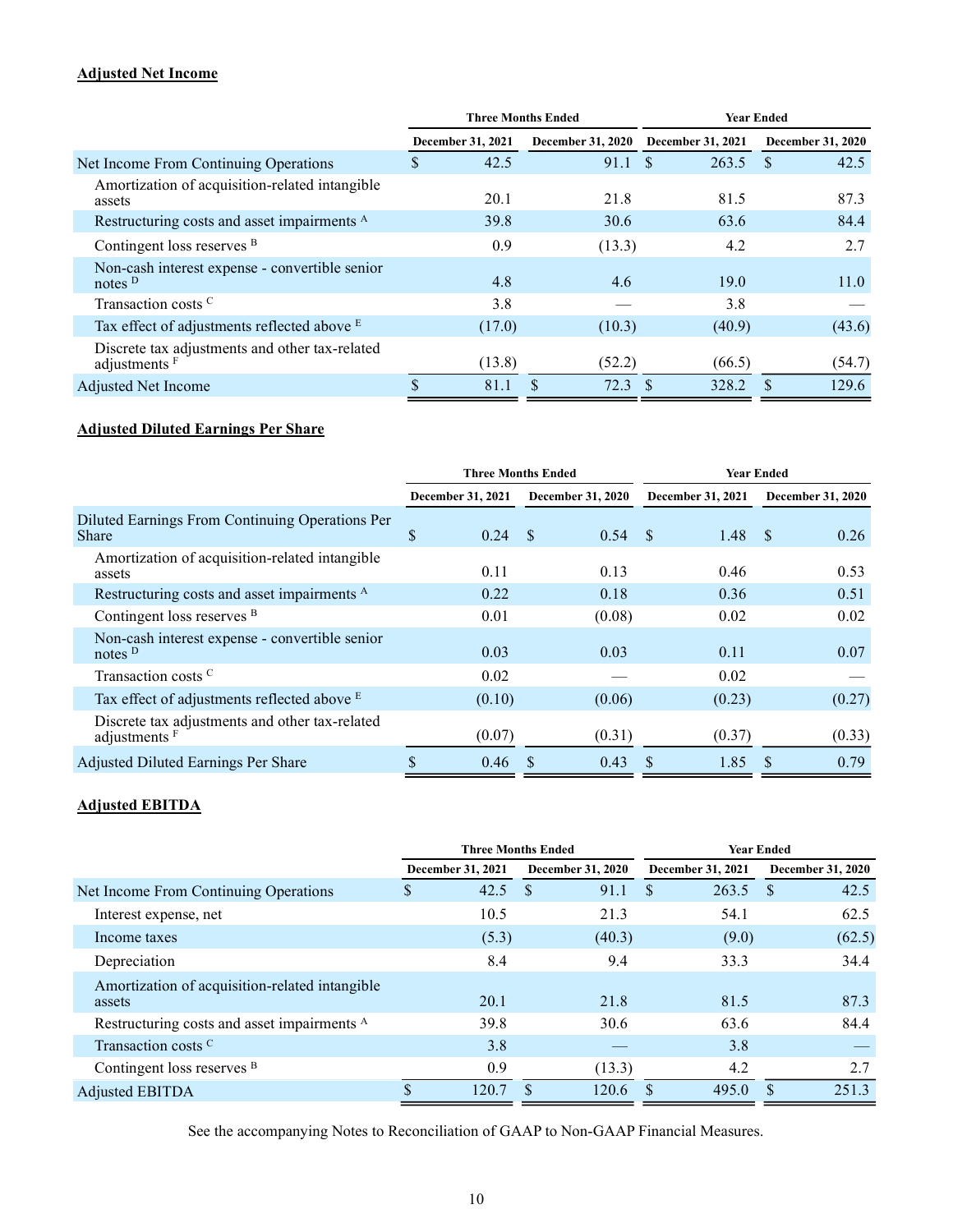**Adjusted Net Income**

| | Three Months Ended | | Year Ended | |
|---|---|---|---|---|
| | December 31, 2021 | December 31, 2020 | December 31, 2021 | December 31, 2020 |
| Net Income From Continuing Operations | $ 42.5 | 91.1 | $ 263.5 | $ 42.5 |
| Amortization of acquisition-related intangible assets | 20.1 | 21.8 | 81.5 | 87.3 |
| Restructuring costs and asset impairments [A] | 39.8 | 30.6 | 63.6 | 84.4 |
| Contingent loss reserves [B] | 0.9 | (13.3) | 4.2 | 2.7 |
| Non-cash interest expense - convertible senior notes [D] | 4.8 | 4.6 | 19.0 | 11.0 |
| Transaction costs [C] | 3.8 | — | 3.8 | — |
| Tax effect of adjustments reflected above [E] | (17.0) | (10.3) | (40.9) | (43.6) |
| Discrete tax adjustments and other tax-related adjustments [F] | (13.8) | (52.2) | (66.5) | (54.7) |
| Adjusted Net Income | $ 81.1 | $ 72.3 | $ 328.2 | $ 129.6 |

**Adjusted Diluted Earnings Per Share**

| | Three Months Ended | | Year Ended | |
|---|---|---|---|---|
| | December 31, 2021 | December 31, 2020 | December 31, 2021 | December 31, 2020 |
| Diluted Earnings From Continuing Operations Per Share | $ 0.24 | $ 0.54 | $ 1.48 | $ 0.26 |
| Amortization of acquisition-related intangible assets | 0.11 | 0.13 | 0.46 | 0.53 |
| Restructuring costs and asset impairments [A] | 0.22 | 0.18 | 0.36 | 0.51 |
| Contingent loss reserves [B] | 0.01 | (0.08) | 0.02 | 0.02 |
| Non-cash interest expense - convertible senior notes [D] | 0.03 | 0.03 | 0.11 | 0.07 |
| Transaction costs [C] | 0.02 | — | 0.02 | — |
| Tax effect of adjustments reflected above [E] | (0.10) | (0.06) | (0.23) | (0.27) |
| Discrete tax adjustments and other tax-related adjustments [F] | (0.07) | (0.31) | (0.37) | (0.33) |
| Adjusted Diluted Earnings Per Share | $ 0.46 | $ 0.43 | $ 1.85 | $ 0.79 |

**Adjusted EBITDA**

| | Three Months Ended | | Year Ended | |
|---|---|---|---|---|
| | December 31, 2021 | December 31, 2020 | December 31, 2021 | December 31, 2020 |
| Net Income From Continuing Operations | $ 42.5 | $ 91.1 | $ 263.5 | $ 42.5 |
| Interest expense, net | 10.5 | 21.3 | 54.1 | 62.5 |
| Income taxes | (5.3) | (40.3) | (9.0) | (62.5) |
| Depreciation | 8.4 | 9.4 | 33.3 | 34.4 |
| Amortization of acquisition-related intangible assets | 20.1 | 21.8 | 81.5 | 87.3 |
| Restructuring costs and asset impairments [A] | 39.8 | 30.6 | 63.6 | 84.4 |
| Transaction costs [C] | 3.8 | — | 3.8 | — |
| Contingent loss reserves [B] | 0.9 | (13.3) | 4.2 | 2.7 |
| Adjusted EBITDA | $ 120.7 | $ 120.6 | $ 495.0 | $ 251.3 |

See the accompanying Notes to Reconciliation of GAAP to Non-GAAP Financial Measures.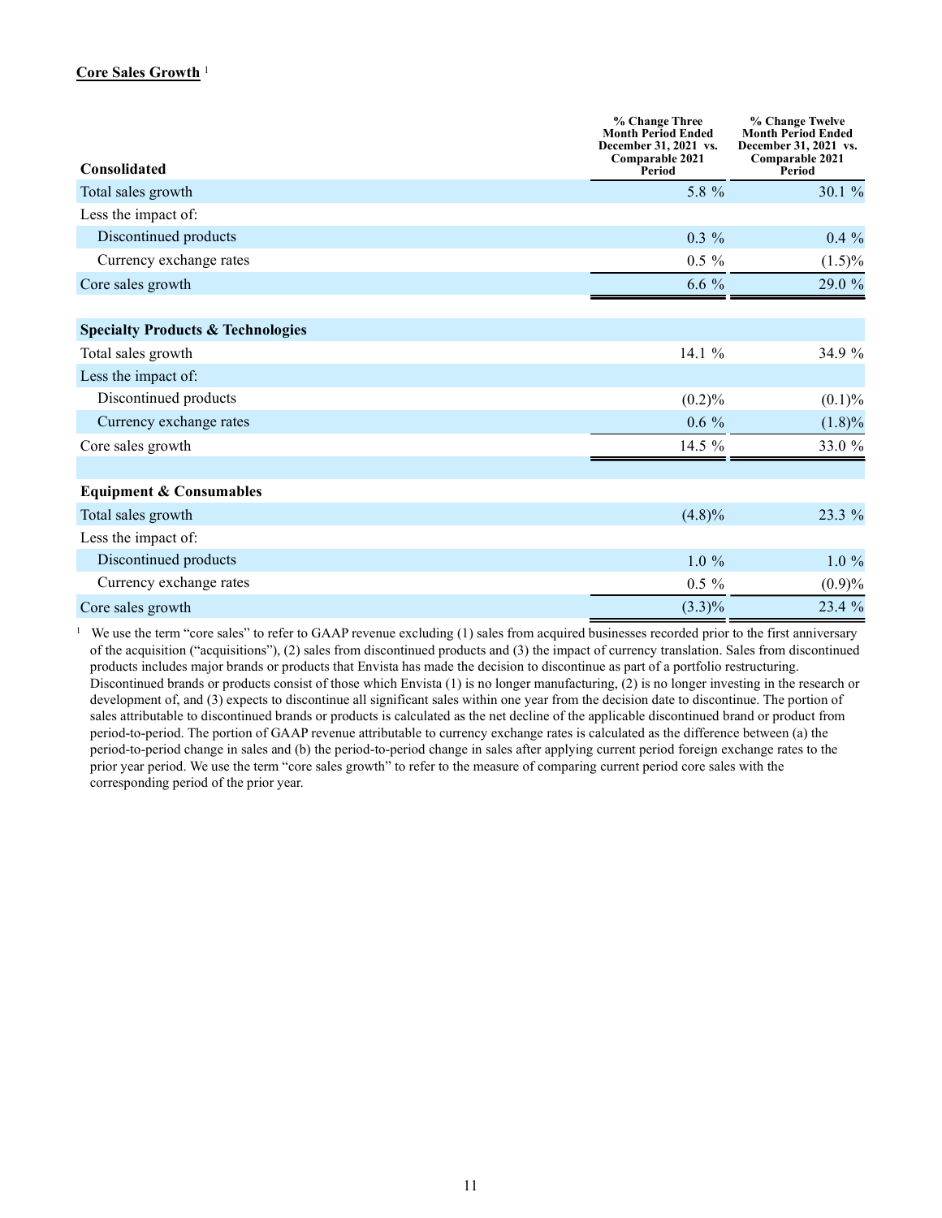## Core Sales Growth [1]

| Consolidated | % Change Three Month Period Ended December 31, 2021 vs. Comparable 2021 Period | % Change Twelve Month Period Ended December 31, 2021 vs. Comparable 2021 Period |
|---|---|---|
| Total sales growth | 5.8 % | 30.1 % |
| Less the impact of: | | |
| Discontinued products | 0.3 % | 0.4 % |
| Currency exchange rates | 0.5 % | (1.5)% |
| Core sales growth | 6.6 % | 29.0 % |
| | | |
| **Specialty Products & Technologies** | | |
| Total sales growth | 14.1 % | 34.9 % |
| Less the impact of: | | |
| Discontinued products | (0.2)% | (0.1)% |
| Currency exchange rates | 0.6 % | (1.8)% |
| Core sales growth | 14.5 % | 33.0 % |
| | | |
| **Equipment & Consumables** | | |
| Total sales growth | (4.8)% | 23.3 % |
| Less the impact of: | | |
| Discontinued products | 1.0 % | 1.0 % |
| Currency exchange rates | 0.5 % | (0.9)% |
| Core sales growth | (3.3)% | 23.4 % |

[1] We use the term "core sales" to refer to GAAP revenue excluding (1) sales from acquired businesses recorded prior to the first anniversary of the acquisition ("acquisitions"), (2) sales from discontinued products and (3) the impact of currency translation. Sales from discontinued products includes major brands or products that Envista has made the decision to discontinue as part of a portfolio restructuring. Discontinued brands or products consist of those which Envista (1) is no longer manufacturing, (2) is no longer investing in the research or development of, and (3) expects to discontinue all significant sales within one year from the decision date to discontinue. The portion of sales attributable to discontinued brands or products is calculated as the net decline of the applicable discontinued brand or product from period-to-period. The portion of GAAP revenue attributable to currency exchange rates is calculated as the difference between (a) the period-to-period change in sales and (b) the period-to-period change in sales after applying current period foreign exchange rates to the prior year period. We use the term "core sales growth" to refer to the measure of comparing current period core sales with the corresponding period of the prior year.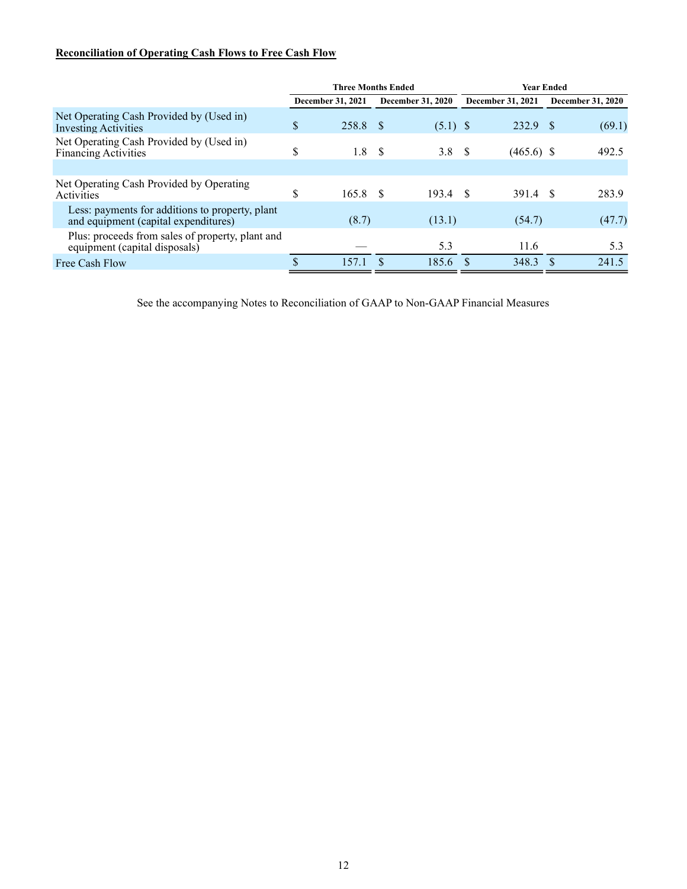**Reconciliation of Operating Cash Flows to Free Cash Flow**

| | Three Months Ended | | Year Ended | |
|---|---|---|---|---|
| | December 31, 2021 | December 31, 2020 | December 31, 2021 | December 31, 2020 |
| Net Operating Cash Provided by (Used in) Investing Activities | $ 258.8 | $ (5.1) | $ 232.9 | $ (69.1) |
| Net Operating Cash Provided by (Used in) Financing Activities | $ 1.8 | $ 3.8 | $ (465.6) | $ 492.5 |
| | | | | |
| Net Operating Cash Provided by Operating Activities | $ 165.8 | $ 193.4 | $ 391.4 | $ 283.9 |
| Less: payments for additions to property, plant and equipment (capital expenditures) | (8.7) | (13.1) | (54.7) | (47.7) |
| Plus: proceeds from sales of property, plant and equipment (capital disposals) | — | 5.3 | 11.6 | 5.3 |
| Free Cash Flow | $ 157.1 | $ 185.6 | $ 348.3 | $ 241.5 |

See the accompanying Notes to Reconciliation of GAAP to Non-GAAP Financial Measures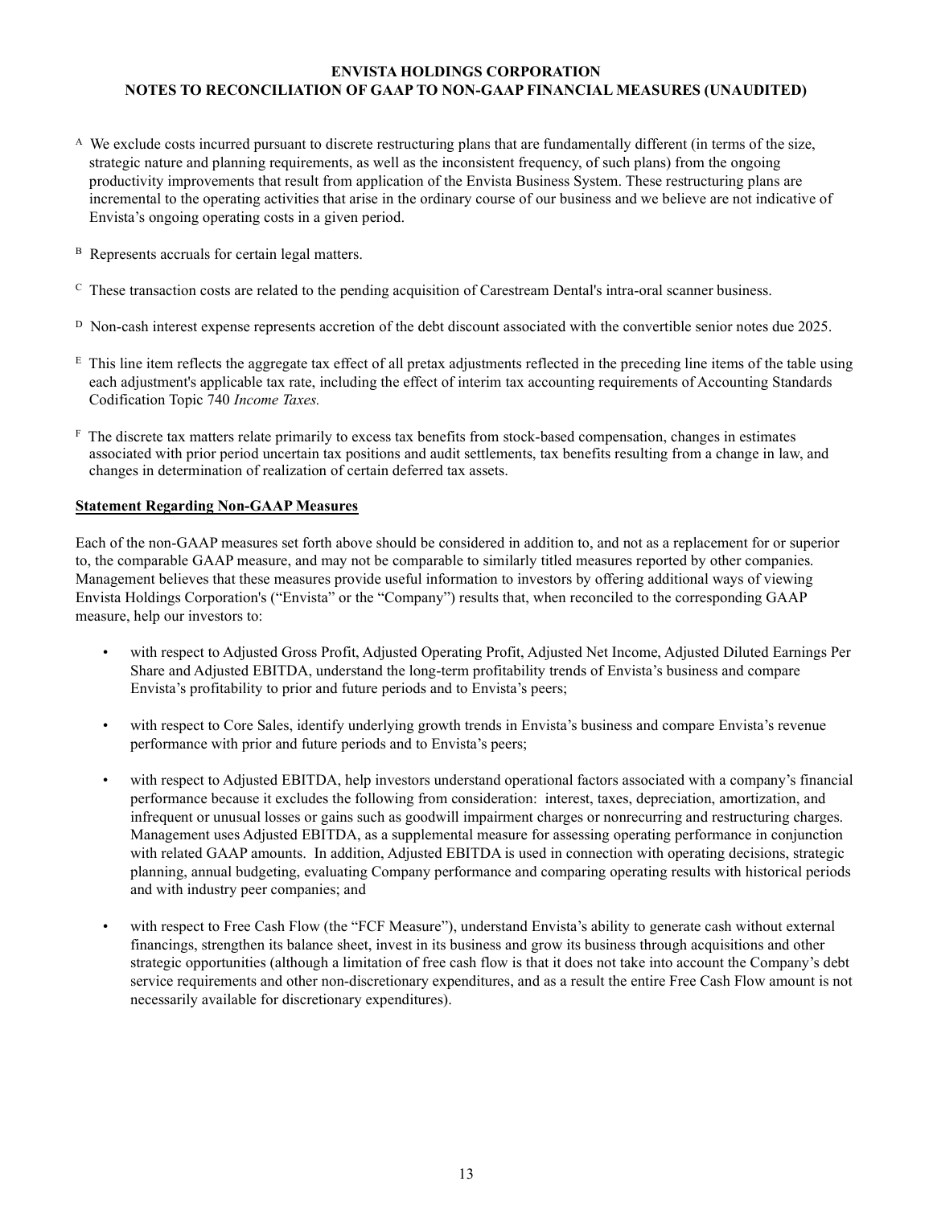**ENVISTA HOLDINGS CORPORATION**
**NOTES TO RECONCILIATION OF GAAP TO NON-GAAP FINANCIAL MEASURES (UNAUDITED)**

[A] We exclude costs incurred pursuant to discrete restructuring plans that are fundamentally different (in terms of the size, strategic nature and planning requirements, as well as the inconsistent frequency, of such plans) from the ongoing productivity improvements that result from application of the Envista Business System. These restructuring plans are incremental to the operating activities that arise in the ordinary course of our business and we believe are not indicative of Envista's ongoing operating costs in a given period.

[B] Represents accruals for certain legal matters.

[C] These transaction costs are related to the pending acquisition of Carestream Dental's intra-oral scanner business.

[D] Non-cash interest expense represents accretion of the debt discount associated with the convertible senior notes due 2025.

[E] This line item reflects the aggregate tax effect of all pretax adjustments reflected in the preceding line items of the table using each adjustment's applicable tax rate, including the effect of interim tax accounting requirements of Accounting Standards Codification Topic 740 *Income Taxes.*

[F] The discrete tax matters relate primarily to excess tax benefits from stock-based compensation, changes in estimates associated with prior period uncertain tax positions and audit settlements, tax benefits resulting from a change in law, and changes in determination of realization of certain deferred tax assets.

**Statement Regarding Non-GAAP Measures**

Each of the non-GAAP measures set forth above should be considered in addition to, and not as a replacement for or superior to, the comparable GAAP measure, and may not be comparable to similarly titled measures reported by other companies. Management believes that these measures provide useful information to investors by offering additional ways of viewing Envista Holdings Corporation's ("Envista" or the "Company") results that, when reconciled to the corresponding GAAP measure, help our investors to:

- with respect to Adjusted Gross Profit, Adjusted Operating Profit, Adjusted Net Income, Adjusted Diluted Earnings Per Share and Adjusted EBITDA, understand the long-term profitability trends of Envista's business and compare Envista's profitability to prior and future periods and to Envista's peers;
- with respect to Core Sales, identify underlying growth trends in Envista's business and compare Envista's revenue performance with prior and future periods and to Envista's peers;
- with respect to Adjusted EBITDA, help investors understand operational factors associated with a company's financial performance because it excludes the following from consideration: interest, taxes, depreciation, amortization, and infrequent or unusual losses or gains such as goodwill impairment charges or nonrecurring and restructuring charges. Management uses Adjusted EBITDA, as a supplemental measure for assessing operating performance in conjunction with related GAAP amounts. In addition, Adjusted EBITDA is used in connection with operating decisions, strategic planning, annual budgeting, evaluating Company performance and comparing operating results with historical periods and with industry peer companies; and
- with respect to Free Cash Flow (the "FCF Measure"), understand Envista's ability to generate cash without external financings, strengthen its balance sheet, invest in its business and grow its business through acquisitions and other strategic opportunities (although a limitation of free cash flow is that it does not take into account the Company's debt service requirements and other non-discretionary expenditures, and as a result the entire Free Cash Flow amount is not necessarily available for discretionary expenditures).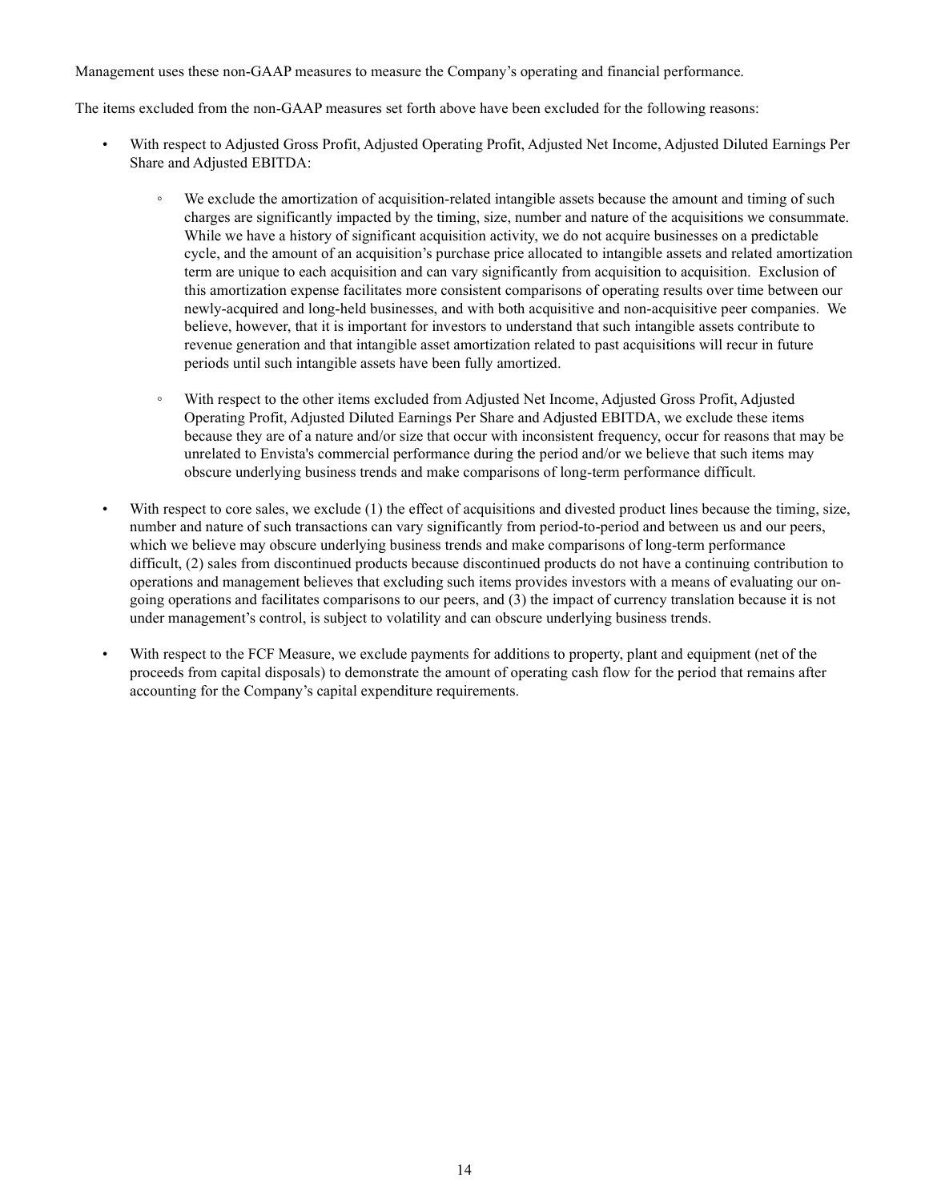Management uses these non-GAAP measures to measure the Company's operating and financial performance.

The items excluded from the non-GAAP measures set forth above have been excluded for the following reasons:

- With respect to Adjusted Gross Profit, Adjusted Operating Profit, Adjusted Net Income, Adjusted Diluted Earnings Per Share and Adjusted EBITDA:
  - We exclude the amortization of acquisition-related intangible assets because the amount and timing of such charges are significantly impacted by the timing, size, number and nature of the acquisitions we consummate. While we have a history of significant acquisition activity, we do not acquire businesses on a predictable cycle, and the amount of an acquisition's purchase price allocated to intangible assets and related amortization term are unique to each acquisition and can vary significantly from acquisition to acquisition. Exclusion of this amortization expense facilitates more consistent comparisons of operating results over time between our newly-acquired and long-held businesses, and with both acquisitive and non-acquisitive peer companies. We believe, however, that it is important for investors to understand that such intangible assets contribute to revenue generation and that intangible asset amortization related to past acquisitions will recur in future periods until such intangible assets have been fully amortized.
  - With respect to the other items excluded from Adjusted Net Income, Adjusted Gross Profit, Adjusted Operating Profit, Adjusted Diluted Earnings Per Share and Adjusted EBITDA, we exclude these items because they are of a nature and/or size that occur with inconsistent frequency, occur for reasons that may be unrelated to Envista's commercial performance during the period and/or we believe that such items may obscure underlying business trends and make comparisons of long-term performance difficult.
- With respect to core sales, we exclude (1) the effect of acquisitions and divested product lines because the timing, size, number and nature of such transactions can vary significantly from period-to-period and between us and our peers, which we believe may obscure underlying business trends and make comparisons of long-term performance difficult, (2) sales from discontinued products because discontinued products do not have a continuing contribution to operations and management believes that excluding such items provides investors with a means of evaluating our on-going operations and facilitates comparisons to our peers, and (3) the impact of currency translation because it is not under management's control, is subject to volatility and can obscure underlying business trends.
- With respect to the FCF Measure, we exclude payments for additions to property, plant and equipment (net of the proceeds from capital disposals) to demonstrate the amount of operating cash flow for the period that remains after accounting for the Company's capital expenditure requirements.